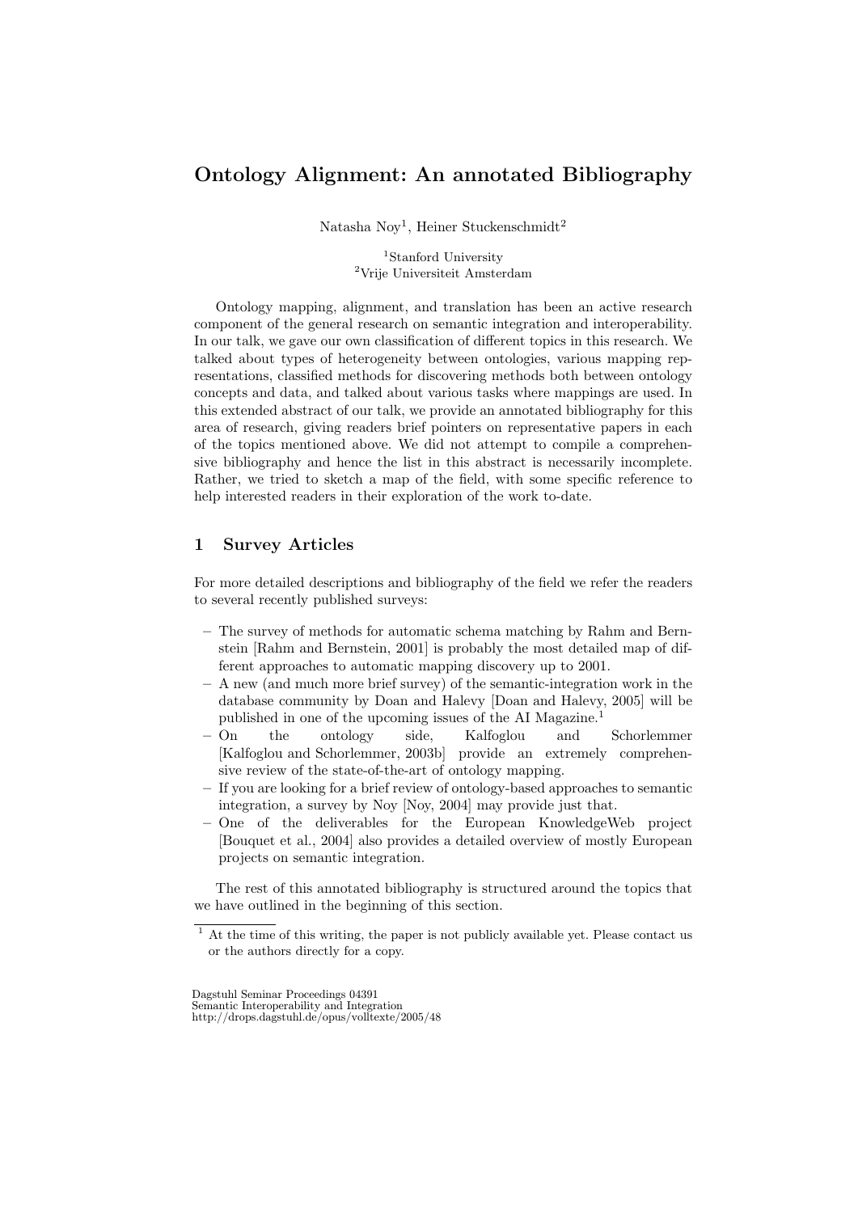# Ontology Alignment: An annotated Bibliography

Natasha Noy[1], Heiner Stuckenschmidt[2]

[1]Stanford University
[2]Vrije Universiteit Amsterdam

Ontology mapping, alignment, and translation has been an active research component of the general research on semantic integration and interoperability. In our talk, we gave our own classification of different topics in this research. We talked about types of heterogeneity between ontologies, various mapping representations, classified methods for discovering methods both between ontology concepts and data, and talked about various tasks where mappings are used. In this extended abstract of our talk, we provide an annotated bibliography for this area of research, giving readers brief pointers on representative papers in each of the topics mentioned above. We did not attempt to compile a comprehensive bibliography and hence the list in this abstract is necessarily incomplete. Rather, we tried to sketch a map of the field, with some specific reference to help interested readers in their exploration of the work to-date.

## 1 Survey Articles

For more detailed descriptions and bibliography of the field we refer the readers to several recently published surveys:

- The survey of methods for automatic schema matching by Rahm and Bernstein [Rahm and Bernstein, 2001] is probably the most detailed map of different approaches to automatic mapping discovery up to 2001.
- A new (and much more brief survey) of the semantic-integration work in the database community by Doan and Halevy [Doan and Halevy, 2005] will be published in one of the upcoming issues of the AI Magazine.[1]
- On the ontology side, Kalfoglou and Schorlemmer [Kalfoglou and Schorlemmer, 2003b] provide an extremely comprehensive review of the state-of-the-art of ontology mapping.
- If you are looking for a brief review of ontology-based approaches to semantic integration, a survey by Noy [Noy, 2004] may provide just that.
- One of the deliverables for the European KnowledgeWeb project [Bouquet et al., 2004] also provides a detailed overview of mostly European projects on semantic integration.

The rest of this annotated bibliography is structured around the topics that we have outlined in the beginning of this section.

[1] At the time of this writing, the paper is not publicly available yet. Please contact us or the authors directly for a copy.

Dagstuhl Seminar Proceedings 04391
Semantic Interoperability and Integration
http://drops.dagstuhl.de/opus/volltexte/2005/48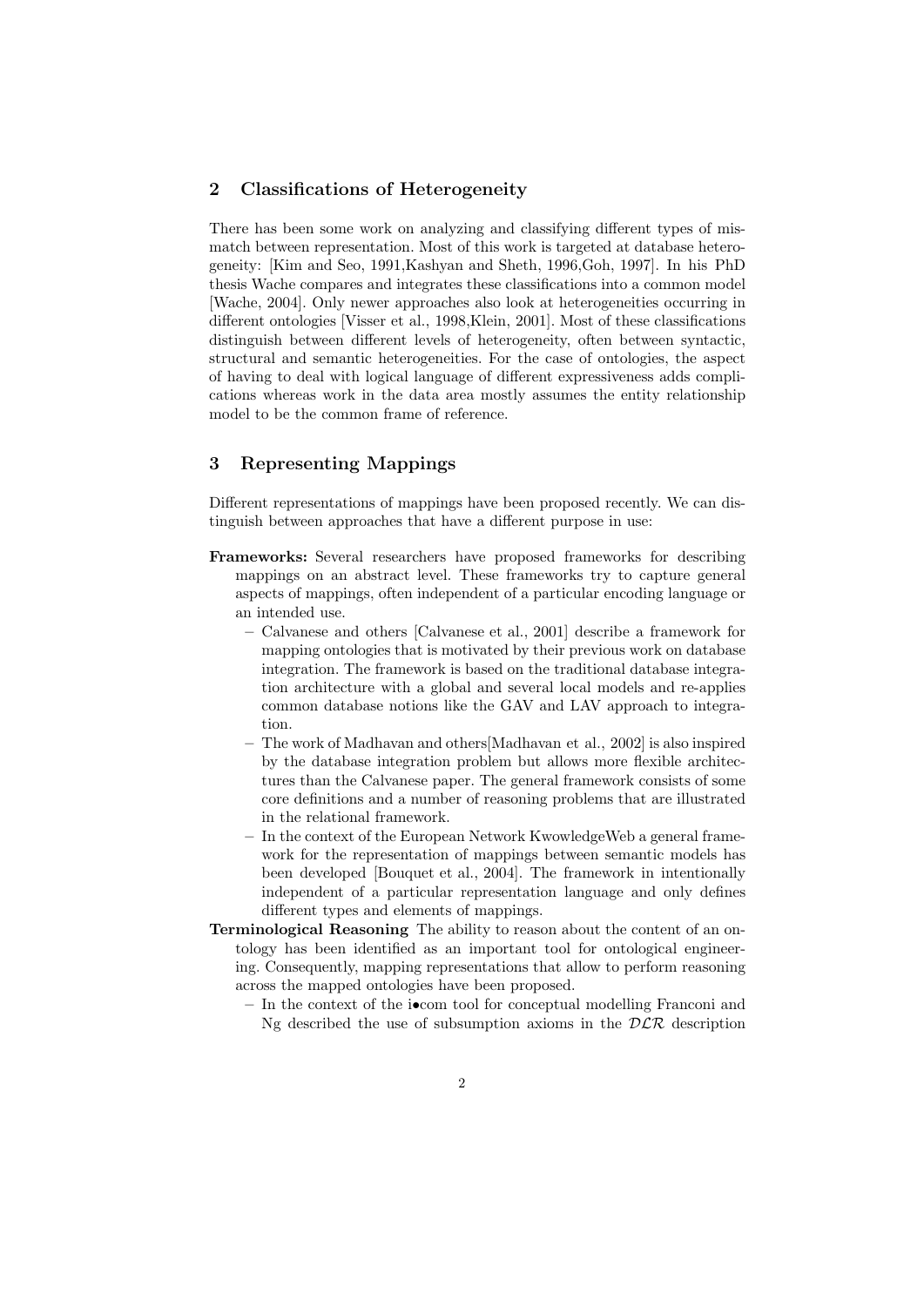## 2 Classifications of Heterogeneity

There has been some work on analyzing and classifying different types of mismatch between representation. Most of this work is targeted at database heterogeneity: [Kim and Seo, 1991,Kashyan and Sheth, 1996,Goh, 1997]. In his PhD thesis Wache compares and integrates these classifications into a common model [Wache, 2004]. Only newer approaches also look at heterogeneities occurring in different ontologies [Visser et al., 1998,Klein, 2001]. Most of these classifications distinguish between different levels of heterogeneity, often between syntactic, structural and semantic heterogeneities. For the case of ontologies, the aspect of having to deal with logical language of different expressiveness adds complications whereas work in the data area mostly assumes the entity relationship model to be the common frame of reference.

## 3 Representing Mappings

Different representations of mappings have been proposed recently. We can distinguish between approaches that have a different purpose in use:

**Frameworks:** Several researchers have proposed frameworks for describing mappings on an abstract level. These frameworks try to capture general aspects of mappings, often independent of a particular encoding language or an intended use.

- Calvanese and others [Calvanese et al., 2001] describe a framework for mapping ontologies that is motivated by their previous work on database integration. The framework is based on the traditional database integration architecture with a global and several local models and re-applies common database notions like the GAV and LAV approach to integration.
- The work of Madhavan and others[Madhavan et al., 2002] is also inspired by the database integration problem but allows more flexible architectures than the Calvanese paper. The general framework consists of some core definitions and a number of reasoning problems that are illustrated in the relational framework.
- In the context of the European Network KwowledgeWeb a general framework for the representation of mappings between semantic models has been developed [Bouquet et al., 2004]. The framework in intentionally independent of a particular representation language and only defines different types and elements of mappings.

**Terminological Reasoning** The ability to reason about the content of an ontology has been identified as an important tool for ontological engineering. Consequently, mapping representations that allow to perform reasoning across the mapped ontologies have been proposed.

- In the context of the i•com tool for conceptual modelling Franconi and Ng described the use of subsumption axioms in the $\mathcal{DLR}$ description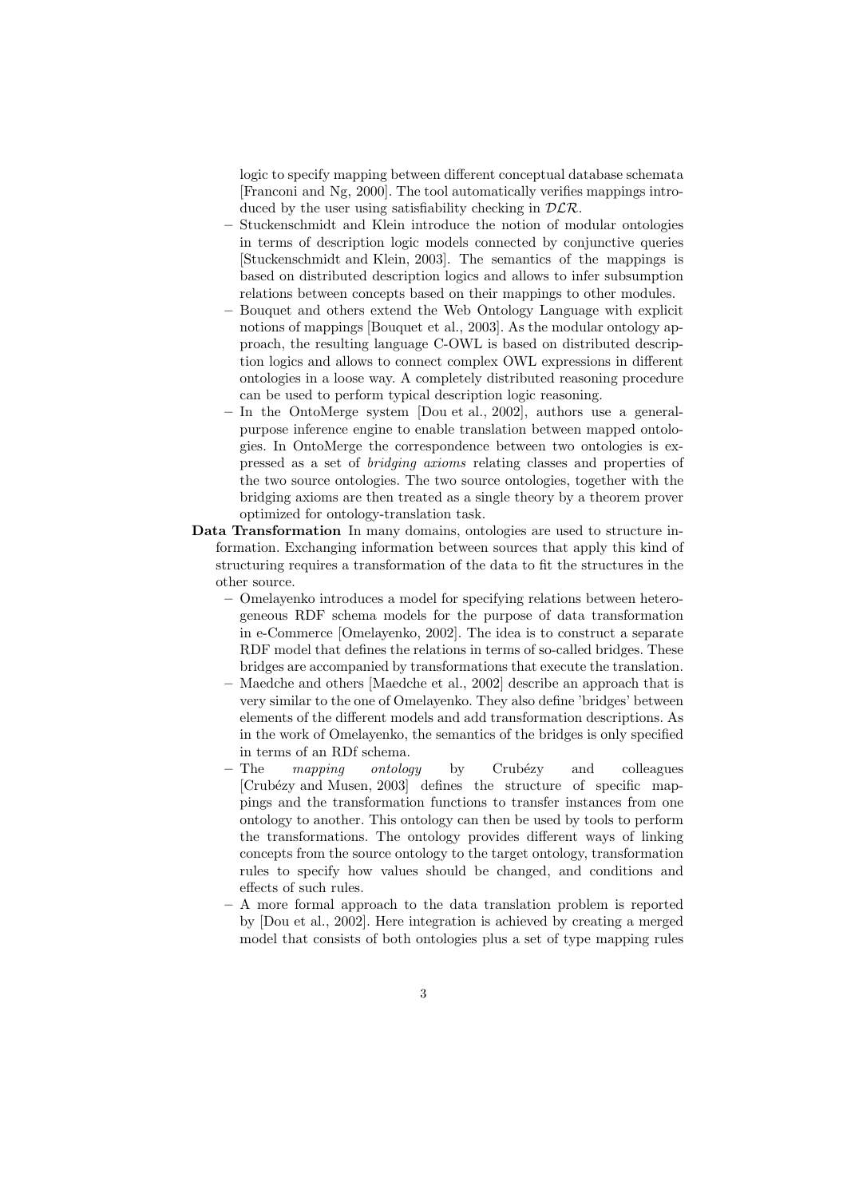logic to specify mapping between different conceptual database schemata [Franconi and Ng, 2000]. The tool automatically verifies mappings introduced by the user using satisfiability checking in $\mathcal{DLR}$.

- Stuckenschmidt and Klein introduce the notion of modular ontologies in terms of description logic models connected by conjunctive queries [Stuckenschmidt and Klein, 2003]. The semantics of the mappings is based on distributed description logics and allows to infer subsumption relations between concepts based on their mappings to other modules.
- Bouquet and others extend the Web Ontology Language with explicit notions of mappings [Bouquet et al., 2003]. As the modular ontology approach, the resulting language C-OWL is based on distributed description logics and allows to connect complex OWL expressions in different ontologies in a loose way. A completely distributed reasoning procedure can be used to perform typical description logic reasoning.
- In the OntoMerge system [Dou et al., 2002], authors use a general-purpose inference engine to enable translation between mapped ontologies. In OntoMerge the correspondence between two ontologies is expressed as a set of *bridging axioms* relating classes and properties of the two source ontologies. The two source ontologies, together with the bridging axioms are then treated as a single theory by a theorem prover optimized for ontology-translation task.

**Data Transformation** In many domains, ontologies are used to structure information. Exchanging information between sources that apply this kind of structuring requires a transformation of the data to fit the structures in the other source.

- Omelayenko introduces a model for specifying relations between heterogeneous RDF schema models for the purpose of data transformation in e-Commerce [Omelayenko, 2002]. The idea is to construct a separate RDF model that defines the relations in terms of so-called bridges. These bridges are accompanied by transformations that execute the translation.
- Maedche and others [Maedche et al., 2002] describe an approach that is very similar to the one of Omelayenko. They also define 'bridges' between elements of the different models and add transformation descriptions. As in the work of Omelayenko, the semantics of the bridges is only specified in terms of an RDf schema.
- The *mapping ontology* by Crubézy and colleagues [Crubézy and Musen, 2003] defines the structure of specific mappings and the transformation functions to transfer instances from one ontology to another. This ontology can then be used by tools to perform the transformations. The ontology provides different ways of linking concepts from the source ontology to the target ontology, transformation rules to specify how values should be changed, and conditions and effects of such rules.
- A more formal approach to the data translation problem is reported by [Dou et al., 2002]. Here integration is achieved by creating a merged model that consists of both ontologies plus a set of type mapping rules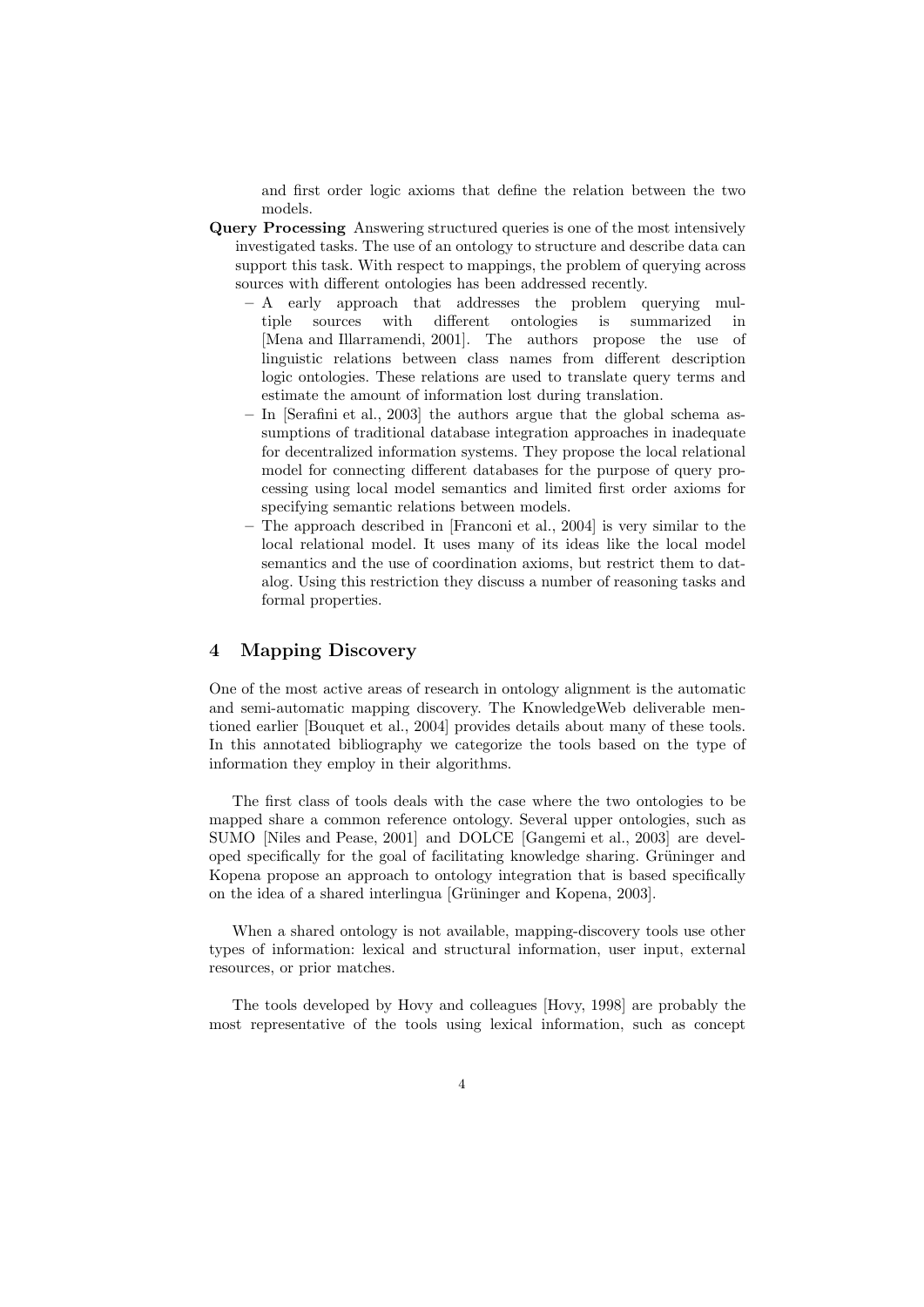and first order logic axioms that define the relation between the two models.

**Query Processing** Answering structured queries is one of the most intensively investigated tasks. The use of an ontology to structure and describe data can support this task. With respect to mappings, the problem of querying across sources with different ontologies has been addressed recently.

- A early approach that addresses the problem querying multiple sources with different ontologies is summarized in [Mena and Illarramendi, 2001]. The authors propose the use of linguistic relations between class names from different description logic ontologies. These relations are used to translate query terms and estimate the amount of information lost during translation.
- In [Serafini et al., 2003] the authors argue that the global schema assumptions of traditional database integration approaches in inadequate for decentralized information systems. They propose the local relational model for connecting different databases for the purpose of query processing using local model semantics and limited first order axioms for specifying semantic relations between models.
- The approach described in [Franconi et al., 2004] is very similar to the local relational model. It uses many of its ideas like the local model semantics and the use of coordination axioms, but restrict them to datalog. Using this restriction they discuss a number of reasoning tasks and formal properties.

## 4 Mapping Discovery

One of the most active areas of research in ontology alignment is the automatic and semi-automatic mapping discovery. The KnowledgeWeb deliverable mentioned earlier [Bouquet et al., 2004] provides details about many of these tools. In this annotated bibliography we categorize the tools based on the type of information they employ in their algorithms.

The first class of tools deals with the case where the two ontologies to be mapped share a common reference ontology. Several upper ontologies, such as SUMO [Niles and Pease, 2001] and DOLCE [Gangemi et al., 2003] are developed specifically for the goal of facilitating knowledge sharing. Grüninger and Kopena propose an approach to ontology integration that is based specifically on the idea of a shared interlingua [Grüninger and Kopena, 2003].

When a shared ontology is not available, mapping-discovery tools use other types of information: lexical and structural information, user input, external resources, or prior matches.

The tools developed by Hovy and colleagues [Hovy, 1998] are probably the most representative of the tools using lexical information, such as concept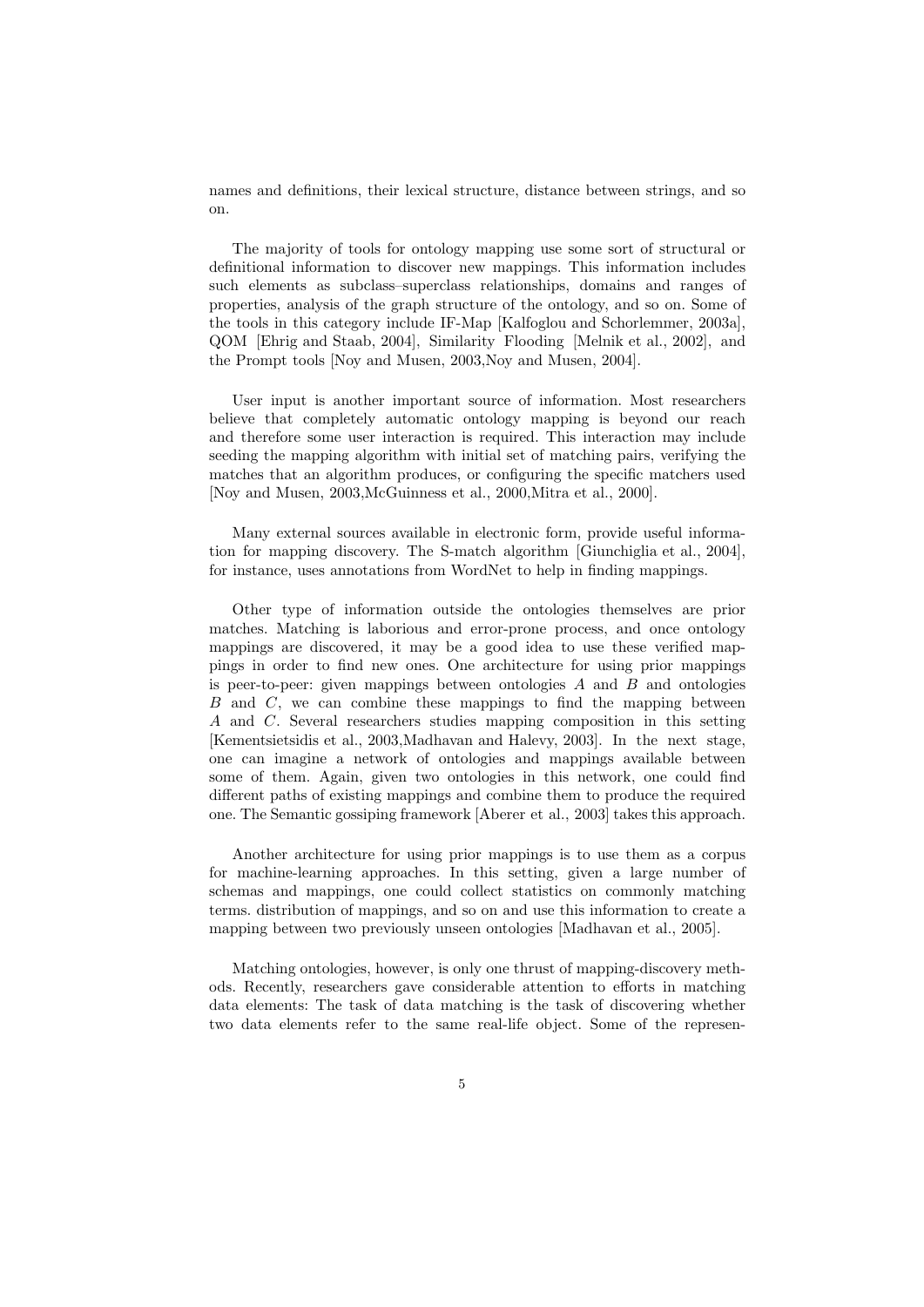names and definitions, their lexical structure, distance between strings, and so on.

The majority of tools for ontology mapping use some sort of structural or definitional information to discover new mappings. This information includes such elements as subclass–superclass relationships, domains and ranges of properties, analysis of the graph structure of the ontology, and so on. Some of the tools in this category include IF-Map [Kalfoglou and Schorlemmer, 2003a], QOM [Ehrig and Staab, 2004], Similarity Flooding [Melnik et al., 2002], and the Prompt tools [Noy and Musen, 2003,Noy and Musen, 2004].

User input is another important source of information. Most researchers believe that completely automatic ontology mapping is beyond our reach and therefore some user interaction is required. This interaction may include seeding the mapping algorithm with initial set of matching pairs, verifying the matches that an algorithm produces, or configuring the specific matchers used [Noy and Musen, 2003,McGuinness et al., 2000,Mitra et al., 2000].

Many external sources available in electronic form, provide useful information for mapping discovery. The S-match algorithm [Giunchiglia et al., 2004], for instance, uses annotations from WordNet to help in finding mappings.

Other type of information outside the ontologies themselves are prior matches. Matching is laborious and error-prone process, and once ontology mappings are discovered, it may be a good idea to use these verified mappings in order to find new ones. One architecture for using prior mappings is peer-to-peer: given mappings between ontologies $A$ and $B$ and ontologies $B$ and $C$, we can combine these mappings to find the mapping between $A$ and $C$. Several researchers studies mapping composition in this setting [Kementsietsidis et al., 2003,Madhavan and Halevy, 2003]. In the next stage, one can imagine a network of ontologies and mappings available between some of them. Again, given two ontologies in this network, one could find different paths of existing mappings and combine them to produce the required one. The Semantic gossiping framework [Aberer et al., 2003] takes this approach.

Another architecture for using prior mappings is to use them as a corpus for machine-learning approaches. In this setting, given a large number of schemas and mappings, one could collect statistics on commonly matching terms. distribution of mappings, and so on and use this information to create a mapping between two previously unseen ontologies [Madhavan et al., 2005].

Matching ontologies, however, is only one thrust of mapping-discovery methods. Recently, researchers gave considerable attention to efforts in matching data elements: The task of data matching is the task of discovering whether two data elements refer to the same real-life object. Some of the represen-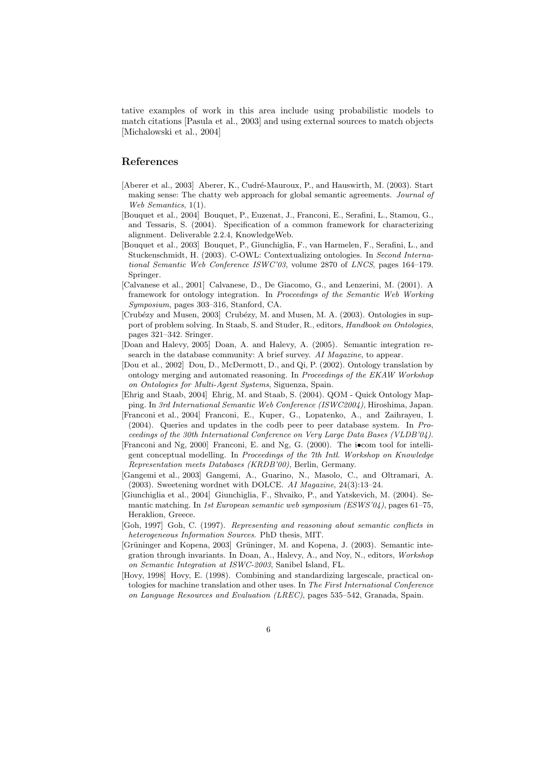tative examples of work in this area include using probabilistic models to match citations [Pasula et al., 2003] and using external sources to match objects [Michalowski et al., 2004]

## References

[Aberer et al., 2003] Aberer, K., Cudré-Mauroux, P., and Hauswirth, M. (2003). Start making sense: The chatty web approach for global semantic agreements. *Journal of Web Semantics*, 1(1).

[Bouquet et al., 2004] Bouquet, P., Euzenat, J., Franconi, E., Serafini, L., Stamou, G., and Tessaris, S. (2004). Specification of a common framework for characterizing alignment. Deliverable 2.2.4, KnowledgeWeb.

[Bouquet et al., 2003] Bouquet, P., Giunchiglia, F., van Harmelen, F., Serafini, L., and Stuckenschmidt, H. (2003). C-OWL: Contextualizing ontologies. In *Second International Semantic Web Conference ISWC'03*, volume 2870 of *LNCS*, pages 164–179. Springer.

[Calvanese et al., 2001] Calvanese, D., De Giacomo, G., and Lenzerini, M. (2001). A framework for ontology integration. In *Proceedings of the Semantic Web Working Symposium*, pages 303–316, Stanford, CA.

[Crubézy and Musen, 2003] Crubézy, M. and Musen, M. A. (2003). Ontologies in support of problem solving. In Staab, S. and Studer, R., editors, *Handbook on Ontologies*, pages 321–342. Sringer.

[Doan and Halevy, 2005] Doan, A. and Halevy, A. (2005). Semantic integration research in the database community: A brief survey. *AI Magazine*, to appear.

[Dou et al., 2002] Dou, D., McDermott, D., and Qi, P. (2002). Ontology translation by ontology merging and automated reasoning. In *Proceedings of the EKAW Workshop on Ontologies for Multi-Agent Systems*, Siguenza, Spain.

[Ehrig and Staab, 2004] Ehrig, M. and Staab, S. (2004). QOM - Quick Ontology Mapping. In *3rd International Semantic Web Conference (ISWC2004)*, Hiroshima, Japan.

[Franconi et al., 2004] Franconi, E., Kuper, G., Lopatenko, A., and Zaihrayeu, I. (2004). Queries and updates in the codb peer to peer database system. In *Proceedings of the 30th International Conference on Very Large Data Bases (VLDB'04)*.

[Franconi and Ng, 2000] Franconi, E. and Ng, G. (2000). The i•com tool for intelligent conceptual modelling. In *Proceedings of the 7th Intl. Workshop on Knowledge Representation meets Databases (KRDB'00)*, Berlin, Germany.

[Gangemi et al., 2003] Gangemi, A., Guarino, N., Masolo, C., and Oltramari, A. (2003). Sweetening wordnet with DOLCE. *AI Magazine*, 24(3):13–24.

[Giunchiglia et al., 2004] Giunchiglia, F., Shvaiko, P., and Yatskevich, M. (2004). Semantic matching. In *1st European semantic web symposium (ESWS'04)*, pages 61–75, Heraklion, Greece.

[Goh, 1997] Goh, C. (1997). *Representing and reasoning about semantic conflicts in heterogeneous Information Sources*. PhD thesis, MIT.

[Grüninger and Kopena, 2003] Grüninger, M. and Kopena, J. (2003). Semantic integration through invariants. In Doan, A., Halevy, A., and Noy, N., editors, *Workshop on Semantic Integration at ISWC-2003*, Sanibel Island, FL.

[Hovy, 1998] Hovy, E. (1998). Combining and standardizing largescale, practical ontologies for machine translation and other uses. In *The First International Conference on Language Resources and Evaluation (LREC)*, pages 535–542, Granada, Spain.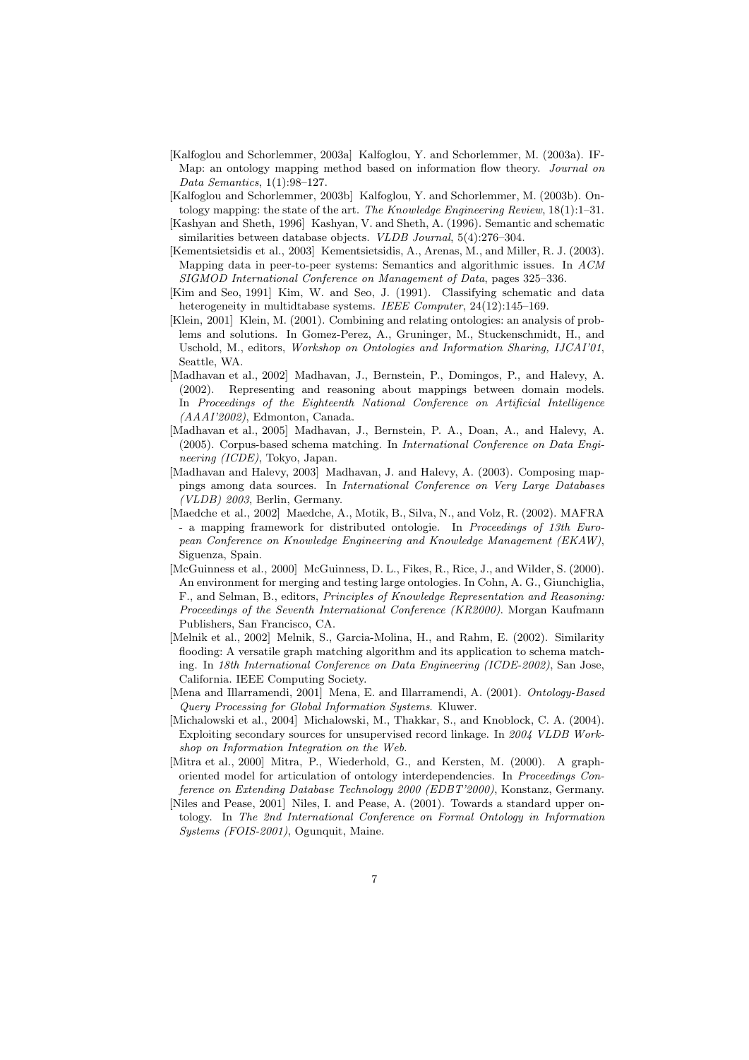[Kalfoglou and Schorlemmer, 2003a] Kalfoglou, Y. and Schorlemmer, M. (2003a). IF-Map: an ontology mapping method based on information flow theory. *Journal on Data Semantics*, 1(1):98–127.

[Kalfoglou and Schorlemmer, 2003b] Kalfoglou, Y. and Schorlemmer, M. (2003b). Ontology mapping: the state of the art. *The Knowledge Engineering Review*, 18(1):1–31.

[Kashyan and Sheth, 1996] Kashyan, V. and Sheth, A. (1996). Semantic and schematic similarities between database objects. *VLDB Journal*, 5(4):276–304.

[Kementsietsidis et al., 2003] Kementsietsidis, A., Arenas, M., and Miller, R. J. (2003). Mapping data in peer-to-peer systems: Semantics and algorithmic issues. In *ACM SIGMOD International Conference on Management of Data*, pages 325–336.

[Kim and Seo, 1991] Kim, W. and Seo, J. (1991). Classifying schematic and data heterogeneity in multidtabase systems. *IEEE Computer*, 24(12):145–169.

[Klein, 2001] Klein, M. (2001). Combining and relating ontologies: an analysis of problems and solutions. In Gomez-Perez, A., Gruninger, M., Stuckenschmidt, H., and Uschold, M., editors, *Workshop on Ontologies and Information Sharing, IJCAI'01*, Seattle, WA.

[Madhavan et al., 2002] Madhavan, J., Bernstein, P., Domingos, P., and Halevy, A. (2002). Representing and reasoning about mappings between domain models. In *Proceedings of the Eighteenth National Conference on Artificial Intelligence (AAAI'2002)*, Edmonton, Canada.

[Madhavan et al., 2005] Madhavan, J., Bernstein, P. A., Doan, A., and Halevy, A. (2005). Corpus-based schema matching. In *International Conference on Data Engineering (ICDE)*, Tokyo, Japan.

[Madhavan and Halevy, 2003] Madhavan, J. and Halevy, A. (2003). Composing mappings among data sources. In *International Conference on Very Large Databases (VLDB) 2003*, Berlin, Germany.

[Maedche et al., 2002] Maedche, A., Motik, B., Silva, N., and Volz, R. (2002). MAFRA - a mapping framework for distributed ontologie. In *Proceedings of 13th European Conference on Knowledge Engineering and Knowledge Management (EKAW)*, Siguenza, Spain.

[McGuinness et al., 2000] McGuinness, D. L., Fikes, R., Rice, J., and Wilder, S. (2000). An environment for merging and testing large ontologies. In Cohn, A. G., Giunchiglia, F., and Selman, B., editors, *Principles of Knowledge Representation and Reasoning: Proceedings of the Seventh International Conference (KR2000)*. Morgan Kaufmann Publishers, San Francisco, CA.

[Melnik et al., 2002] Melnik, S., Garcia-Molina, H., and Rahm, E. (2002). Similarity flooding: A versatile graph matching algorithm and its application to schema matching. In *18th International Conference on Data Engineering (ICDE-2002)*, San Jose, California. IEEE Computing Society.

[Mena and Illarramendi, 2001] Mena, E. and Illarramendi, A. (2001). *Ontology-Based Query Processing for Global Information Systems*. Kluwer.

[Michalowski et al., 2004] Michalowski, M., Thakkar, S., and Knoblock, C. A. (2004). Exploiting secondary sources for unsupervised record linkage. In *2004 VLDB Workshop on Information Integration on the Web*.

[Mitra et al., 2000] Mitra, P., Wiederhold, G., and Kersten, M. (2000). A graph-oriented model for articulation of ontology interdependencies. In *Proceedings Conference on Extending Database Technology 2000 (EDBT'2000)*, Konstanz, Germany.

[Niles and Pease, 2001] Niles, I. and Pease, A. (2001). Towards a standard upper ontology. In *The 2nd International Conference on Formal Ontology in Information Systems (FOIS-2001)*, Ogunquit, Maine.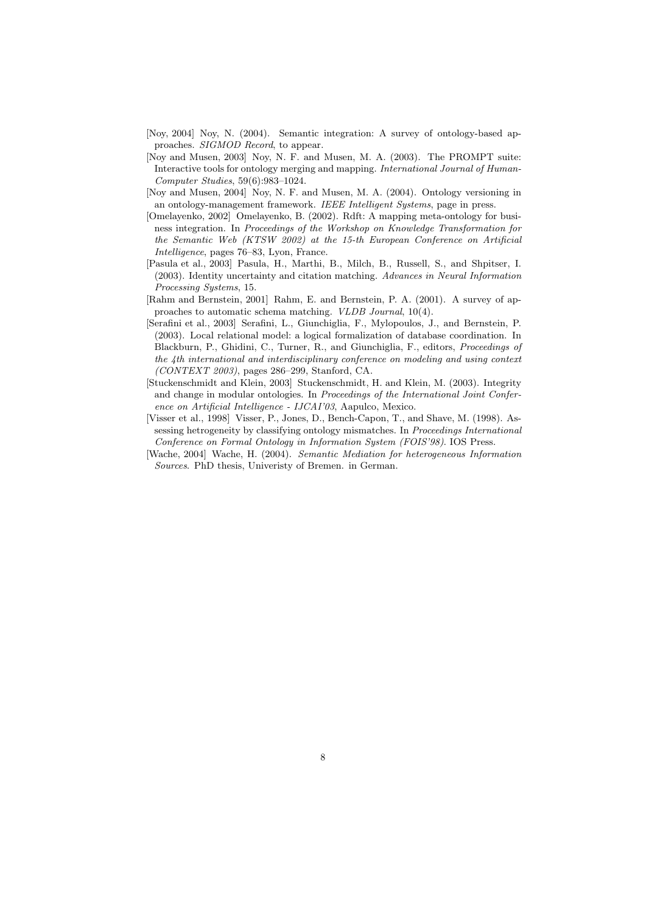[Noy, 2004] Noy, N. (2004). Semantic integration: A survey of ontology-based approaches. *SIGMOD Record*, to appear.

[Noy and Musen, 2003] Noy, N. F. and Musen, M. A. (2003). The PROMPT suite: Interactive tools for ontology merging and mapping. *International Journal of Human-Computer Studies*, 59(6):983–1024.

[Noy and Musen, 2004] Noy, N. F. and Musen, M. A. (2004). Ontology versioning in an ontology-management framework. *IEEE Intelligent Systems*, page in press.

[Omelayenko, 2002] Omelayenko, B. (2002). Rdft: A mapping meta-ontology for business integration. In *Proceedings of the Workshop on Knowledge Transformation for the Semantic Web (KTSW 2002) at the 15-th European Conference on Artificial Intelligence*, pages 76–83, Lyon, France.

[Pasula et al., 2003] Pasula, H., Marthi, B., Milch, B., Russell, S., and Shpitser, I. (2003). Identity uncertainty and citation matching. *Advances in Neural Information Processing Systems*, 15.

[Rahm and Bernstein, 2001] Rahm, E. and Bernstein, P. A. (2001). A survey of approaches to automatic schema matching. *VLDB Journal*, 10(4).

[Serafini et al., 2003] Serafini, L., Giunchiglia, F., Mylopoulos, J., and Bernstein, P. (2003). Local relational model: a logical formalization of database coordination. In Blackburn, P., Ghidini, C., Turner, R., and Giunchiglia, F., editors, *Proceedings of the 4th international and interdisciplinary conference on modeling and using context (CONTEXT 2003)*, pages 286–299, Stanford, CA.

[Stuckenschmidt and Klein, 2003] Stuckenschmidt, H. and Klein, M. (2003). Integrity and change in modular ontologies. In *Proceedings of the International Joint Conference on Artificial Intelligence - IJCAI'03*, Aapulco, Mexico.

[Visser et al., 1998] Visser, P., Jones, D., Bench-Capon, T., and Shave, M. (1998). Assessing hetrogeneity by classifying ontology mismatches. In *Proceedings International Conference on Formal Ontology in Information System (FOIS'98)*. IOS Press.

[Wache, 2004] Wache, H. (2004). *Semantic Mediation for heterogeneous Information Sources*. PhD thesis, Univeristy of Bremen. in German.